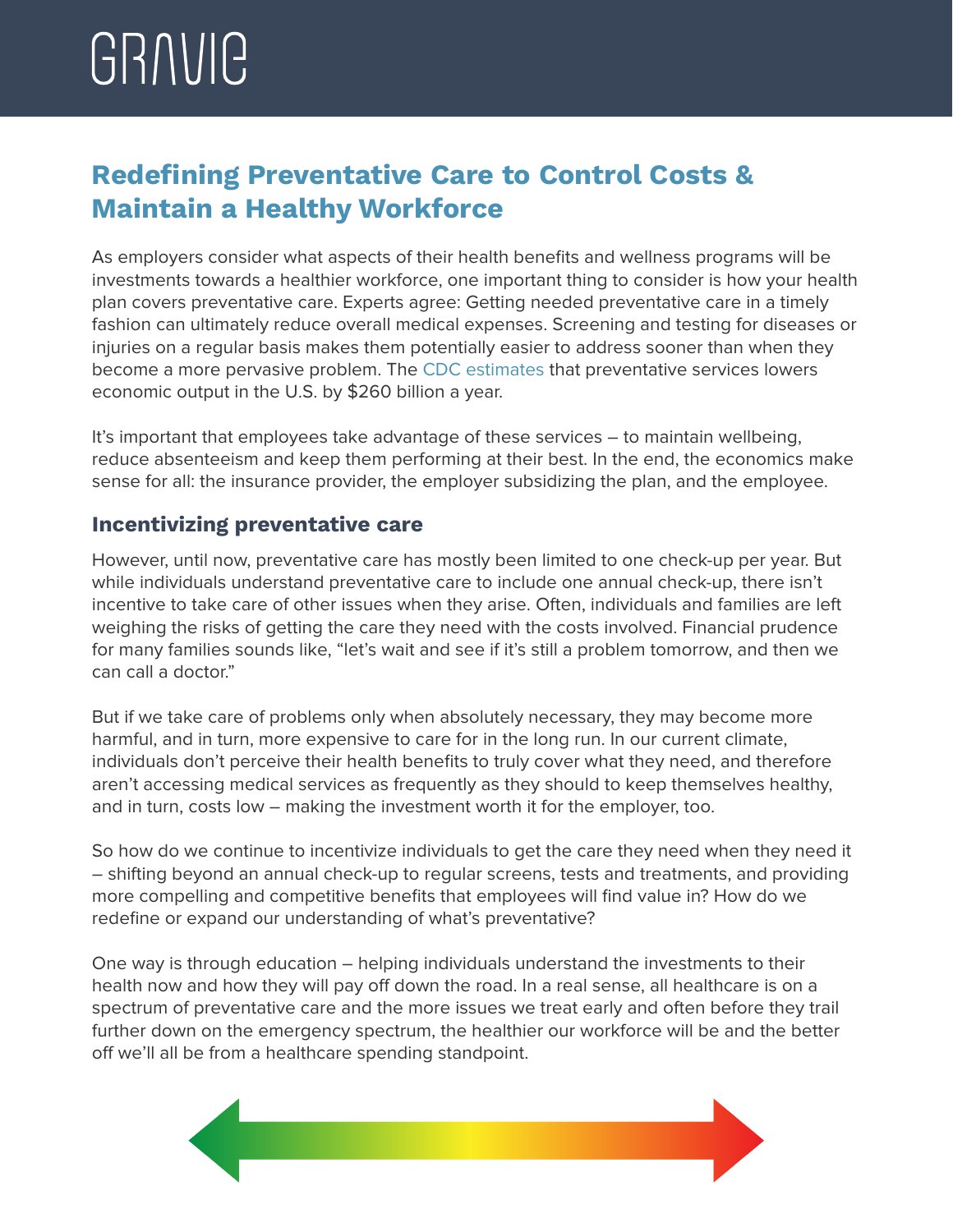# GRAVIE

## Redefining Preventative Care to Control Costs & Maintain a Healthy Workforce

As employers consider what aspects of their health benefits and wellness programs will be investments towards a healthier workforce, one important thing to consider is how your health plan covers preventative care. Experts agree: Getting needed preventative care in a timely fashion can ultimately reduce overall medical expenses. Screening and testing for diseases or injuries on a regular basis makes them potentially easier to address sooner than when they become a more pervasive problem. The CDC estimates that preventative services lowers economic output in the U.S. by $260 billion a year.

It's important that employees take advantage of these services – to maintain wellbeing, reduce absenteeism and keep them performing at their best. In the end, the economics make sense for all: the insurance provider, the employer subsidizing the plan, and the employee.

### Incentivizing preventative care

However, until now, preventative care has mostly been limited to one check-up per year. But while individuals understand preventative care to include one annual check-up, there isn't incentive to take care of other issues when they arise. Often, individuals and families are left weighing the risks of getting the care they need with the costs involved. Financial prudence for many families sounds like, "let's wait and see if it's still a problem tomorrow, and then we can call a doctor."

But if we take care of problems only when absolutely necessary, they may become more harmful, and in turn, more expensive to care for in the long run. In our current climate, individuals don't perceive their health benefits to truly cover what they need, and therefore aren't accessing medical services as frequently as they should to keep themselves healthy, and in turn, costs low – making the investment worth it for the employer, too.

So how do we continue to incentivize individuals to get the care they need when they need it – shifting beyond an annual check-up to regular screens, tests and treatments, and providing more compelling and competitive benefits that employees will find value in? How do we redefine or expand our understanding of what's preventative?

One way is through education – helping individuals understand the investments to their health now and how they will pay off down the road. In a real sense, all healthcare is on a spectrum of preventative care and the more issues we treat early and often before they trail further down on the emergency spectrum, the healthier our workforce will be and the better off we'll all be from a healthcare spending standpoint.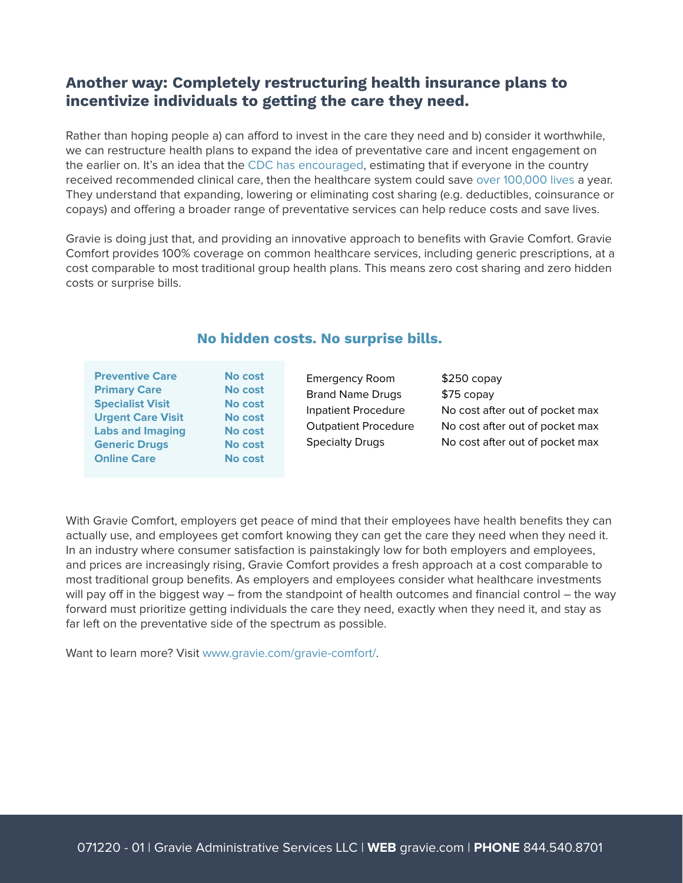## Another way: Completely restructuring health insurance plans to incentivize individuals to getting the care they need.

Rather than hoping people a) can afford to invest in the care they need and b) consider it worthwhile, we can restructure health plans to expand the idea of preventative care and incent engagement on the earlier on. It's an idea that the CDC has encouraged, estimating that if everyone in the country received recommended clinical care, then the healthcare system could save over 100,000 lives a year. They understand that expanding, lowering or eliminating cost sharing (e.g. deductibles, coinsurance or copays) and offering a broader range of preventative services can help reduce costs and save lives.

Gravie is doing just that, and providing an innovative approach to benefits with Gravie Comfort. Gravie Comfort provides 100% coverage on common healthcare services, including generic prescriptions, at a cost comparable to most traditional group health plans. This means zero cost sharing and zero hidden costs or surprise bills.

### No hidden costs. No surprise bills.

| | |
|---|---|
| **Preventive Care** | **No cost** |
| **Primary Care** | **No cost** |
| **Specialist Visit** | **No cost** |
| **Urgent Care Visit** | **No cost** |
| **Labs and Imaging** | **No cost** |
| **Generic Drugs** | **No cost** |
| **Online Care** | **No cost** |

| | |
|---|---|
| Emergency Room | $250 copay |
| Brand Name Drugs | $75 copay |
| Inpatient Procedure | No cost after out of pocket max |
| Outpatient Procedure | No cost after out of pocket max |
| Specialty Drugs | No cost after out of pocket max |

With Gravie Comfort, employers get peace of mind that their employees have health benefits they can actually use, and employees get comfort knowing they can get the care they need when they need it. In an industry where consumer satisfaction is painstakingly low for both employers and employees, and prices are increasingly rising, Gravie Comfort provides a fresh approach at a cost comparable to most traditional group benefits. As employers and employees consider what healthcare investments will pay off in the biggest way – from the standpoint of health outcomes and financial control – the way forward must prioritize getting individuals the care they need, exactly when they need it, and stay as far left on the preventative side of the spectrum as possible.

Want to learn more? Visit www.gravie.com/gravie-comfort/.

071220 - 01 | Gravie Administrative Services LLC | **WEB** gravie.com | **PHONE** 844.540.8701